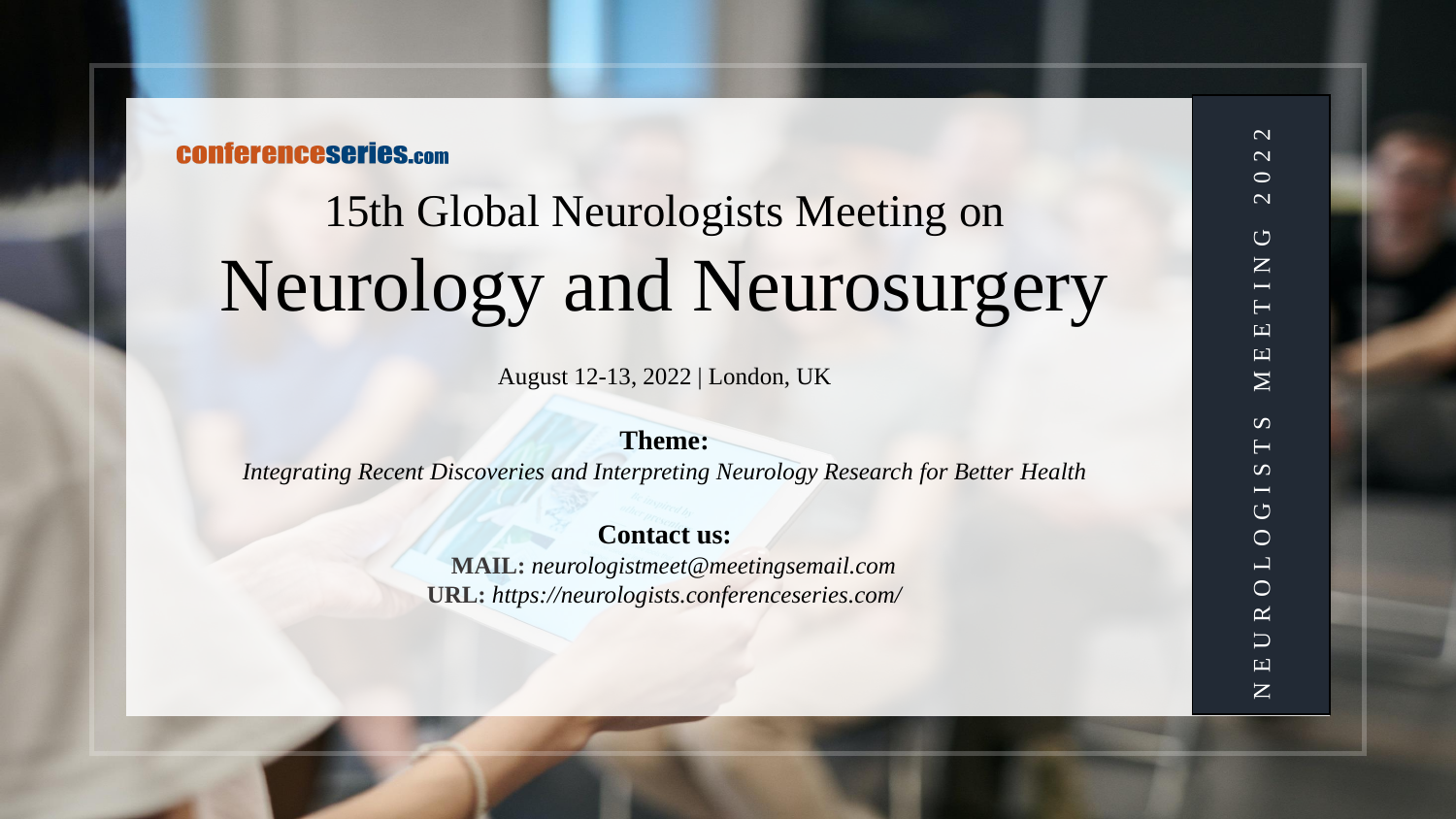conferenceseries.com

# 15th Global Neurologists Meeting on

# Neurology and Neurosurgery

August 12-13, 2022 | London, UK

**Theme:**

*Integrating Recent Discoveries and Interpreting Neurology Research for Better Health*

**Contact us:**

**MAIL:** *neurologistmeet@meetingsemail.com*

**URL:** *https://neurologists.conferenceseries.com/*

NEUROLOGISTS MEETING 2022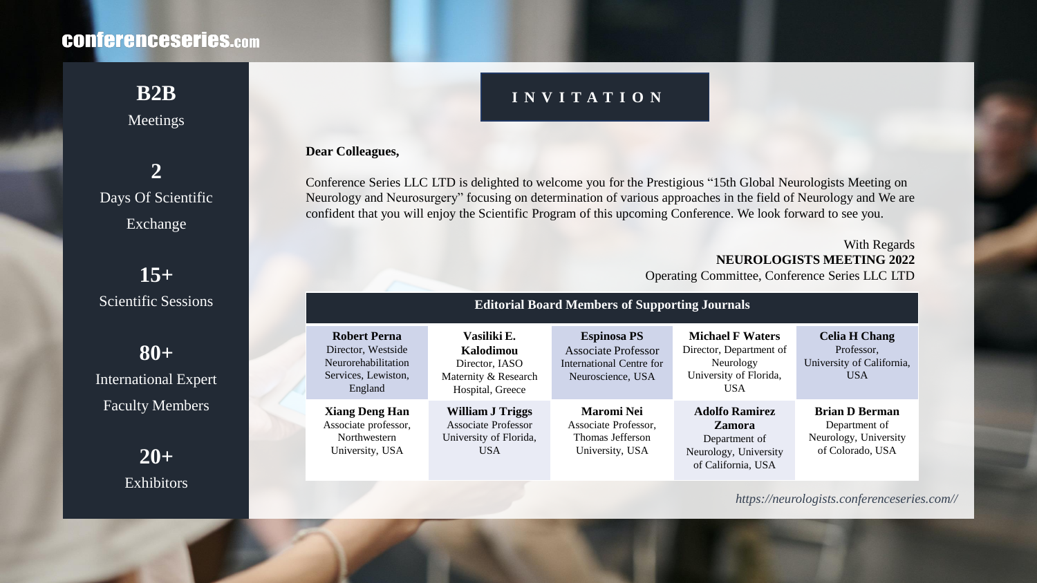**conferenceseries.com**

**B2B**
Meetings

**2**
Days Of Scientific Exchange

**15+**
Scientific Sessions

**80+**
International Expert Faculty Members

**20+**
Exhibitors

## INVITATION

**Dear Colleagues,**

Conference Series LLC LTD is delighted to welcome you for the Prestigious "15th Global Neurologists Meeting on Neurology and Neurosurgery" focusing on determination of various approaches in the field of Neurology and We are confident that you will enjoy the Scientific Program of this upcoming Conference. We look forward to see you.

With Regards
**NEUROLOGISTS MEETING 2022**
Operating Committee, Conference Series LLC LTD

**Editorial Board Members of Supporting Journals**

| | | | | |
|---|---|---|---|---|
| **Robert Perna** Director, Westside Neurorehabilitation Services, Lewiston, England | **Vasiliki E. Kalodimou** Director, IASO Maternity & Research Hospital, Greece | **Espinosa PS** Associate Professor International Centre for Neuroscience, USA | **Michael F Waters** Director, Department of Neurology University of Florida, USA | **Celia H Chang** Professor, University of California, USA |
| **Xiang Deng Han** Associate professor, Northwestern University, USA | **William J Triggs** Associate Professor University of Florida, USA | **Maromi Nei** Associate Professor, Thomas Jefferson University, USA | **Adolfo Ramirez Zamora** Department of Neurology, University of California, USA | **Brian D Berman** Department of Neurology, University of Colorado, USA |

*https://neurologists.conferenceseries.com//*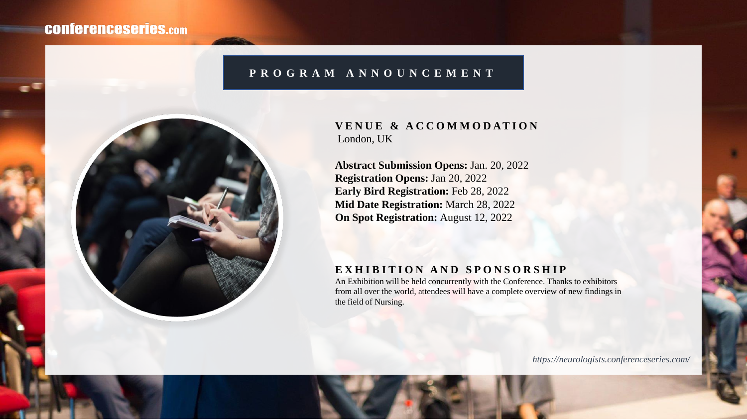conferenceseries.com

# PROGRAM ANNOUNCEMENT

## VENUE & ACCOMMODATION

London, UK

**Abstract Submission Opens:** Jan. 20, 2022
**Registration Opens:** Jan 20, 2022
**Early Bird Registration:** Feb 28, 2022
**Mid Date Registration:** March 28, 2022
**On Spot Registration:** August 12, 2022

## EXHIBITION AND SPONSORSHIP

An Exhibition will be held concurrently with the Conference. Thanks to exhibitors from all over the world, attendees will have a complete overview of new findings in the field of Nursing.

*https://neurologists.conferenceseries.com/*